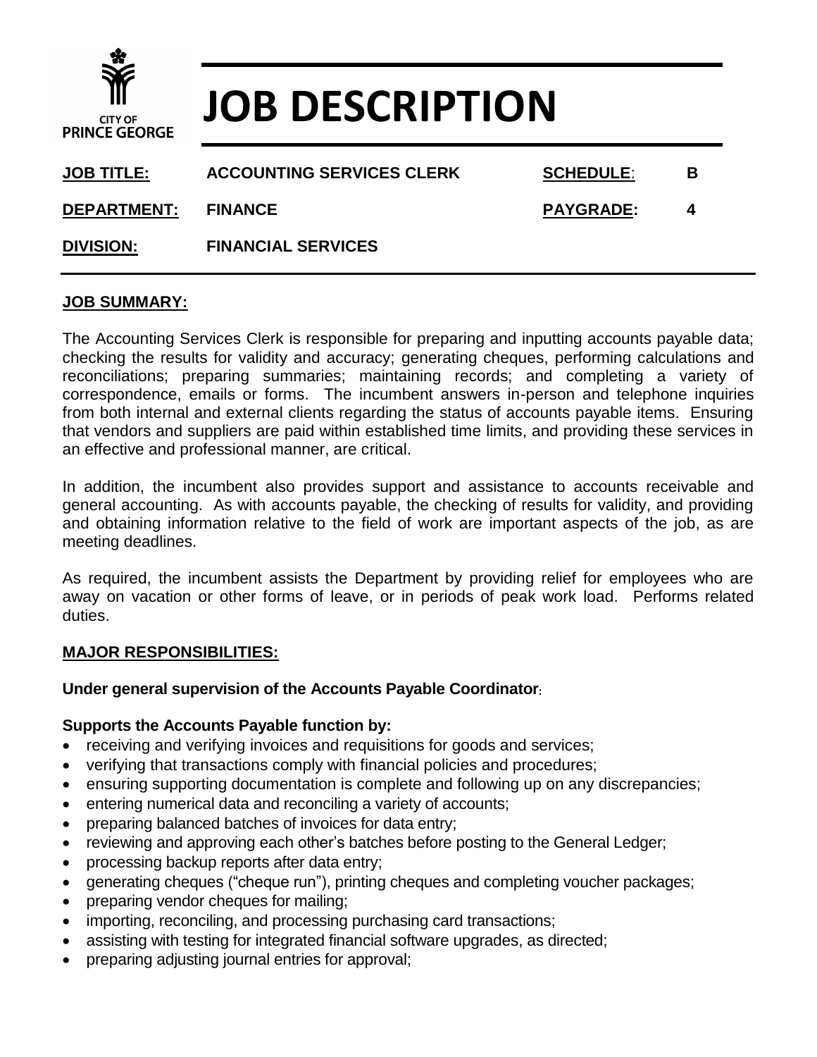CITY OF PRINCE GEORGE

# JOB DESCRIPTION

| | | | |
|---|---|---|---|
| **JOB TITLE:** | **ACCOUNTING SERVICES CLERK** | **SCHEDULE:** | **B** |
| **DEPARTMENT:** | **FINANCE** | **PAYGRADE:** | **4** |
| **DIVISION:** | **FINANCIAL SERVICES** | | |

## JOB SUMMARY:

The Accounting Services Clerk is responsible for preparing and inputting accounts payable data; checking the results for validity and accuracy; generating cheques, performing calculations and reconciliations; preparing summaries; maintaining records; and completing a variety of correspondence, emails or forms. The incumbent answers in-person and telephone inquiries from both internal and external clients regarding the status of accounts payable items. Ensuring that vendors and suppliers are paid within established time limits, and providing these services in an effective and professional manner, are critical.

In addition, the incumbent also provides support and assistance to accounts receivable and general accounting. As with accounts payable, the checking of results for validity, and providing and obtaining information relative to the field of work are important aspects of the job, as are meeting deadlines.

As required, the incumbent assists the Department by providing relief for employees who are away on vacation or other forms of leave, or in periods of peak work load. Performs related duties.

## MAJOR RESPONSIBILITIES:

**Under general supervision of the Accounts Payable Coordinator:**

**Supports the Accounts Payable function by:**

- receiving and verifying invoices and requisitions for goods and services;
- verifying that transactions comply with financial policies and procedures;
- ensuring supporting documentation is complete and following up on any discrepancies;
- entering numerical data and reconciling a variety of accounts;
- preparing balanced batches of invoices for data entry;
- reviewing and approving each other's batches before posting to the General Ledger;
- processing backup reports after data entry;
- generating cheques ("cheque run"), printing cheques and completing voucher packages;
- preparing vendor cheques for mailing;
- importing, reconciling, and processing purchasing card transactions;
- assisting with testing for integrated financial software upgrades, as directed;
- preparing adjusting journal entries for approval;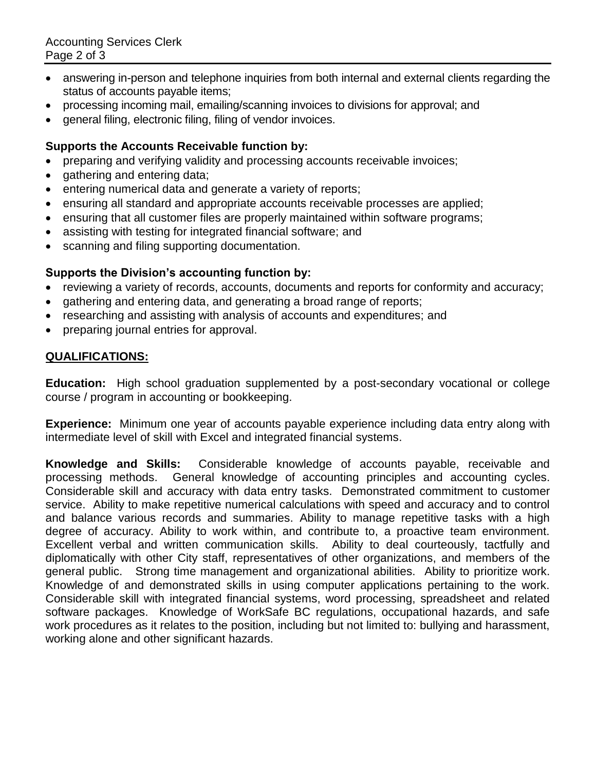- answering in-person and telephone inquiries from both internal and external clients regarding the status of accounts payable items;
- processing incoming mail, emailing/scanning invoices to divisions for approval; and
- general filing, electronic filing, filing of vendor invoices.

**Supports the Accounts Receivable function by:**

- preparing and verifying validity and processing accounts receivable invoices;
- gathering and entering data;
- entering numerical data and generate a variety of reports;
- ensuring all standard and appropriate accounts receivable processes are applied;
- ensuring that all customer files are properly maintained within software programs;
- assisting with testing for integrated financial software; and
- scanning and filing supporting documentation.

**Supports the Division's accounting function by:**

- reviewing a variety of records, accounts, documents and reports for conformity and accuracy;
- gathering and entering data, and generating a broad range of reports;
- researching and assisting with analysis of accounts and expenditures; and
- preparing journal entries for approval.

## **QUALIFICATIONS:**

**Education:** High school graduation supplemented by a post-secondary vocational or college course / program in accounting or bookkeeping.

**Experience:** Minimum one year of accounts payable experience including data entry along with intermediate level of skill with Excel and integrated financial systems.

**Knowledge and Skills:** Considerable knowledge of accounts payable, receivable and processing methods. General knowledge of accounting principles and accounting cycles. Considerable skill and accuracy with data entry tasks. Demonstrated commitment to customer service. Ability to make repetitive numerical calculations with speed and accuracy and to control and balance various records and summaries. Ability to manage repetitive tasks with a high degree of accuracy. Ability to work within, and contribute to, a proactive team environment. Excellent verbal and written communication skills. Ability to deal courteously, tactfully and diplomatically with other City staff, representatives of other organizations, and members of the general public. Strong time management and organizational abilities. Ability to prioritize work. Knowledge of and demonstrated skills in using computer applications pertaining to the work. Considerable skill with integrated financial systems, word processing, spreadsheet and related software packages. Knowledge of WorkSafe BC regulations, occupational hazards, and safe work procedures as it relates to the position, including but not limited to: bullying and harassment, working alone and other significant hazards.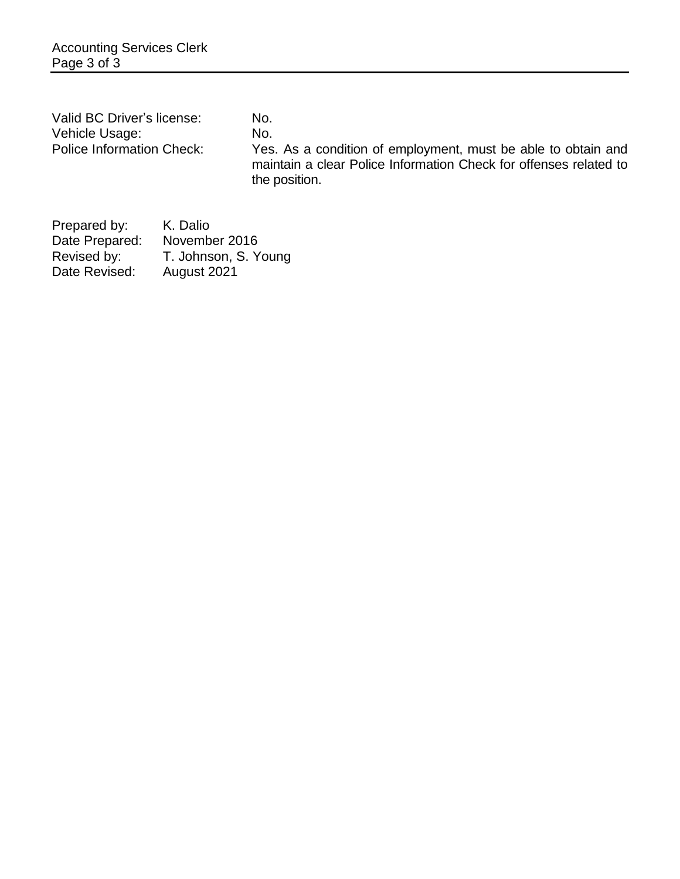| | |
|---|---|
| Valid BC Driver's license: | No. |
| Vehicle Usage: | No. |
| Police Information Check: | Yes. As a condition of employment, must be able to obtain and maintain a clear Police Information Check for offenses related to the position. |

| | |
|---|---|
| Prepared by: | K. Dalio |
| Date Prepared: | November 2016 |
| Revised by: | T. Johnson, S. Young |
| Date Revised: | August 2021 |